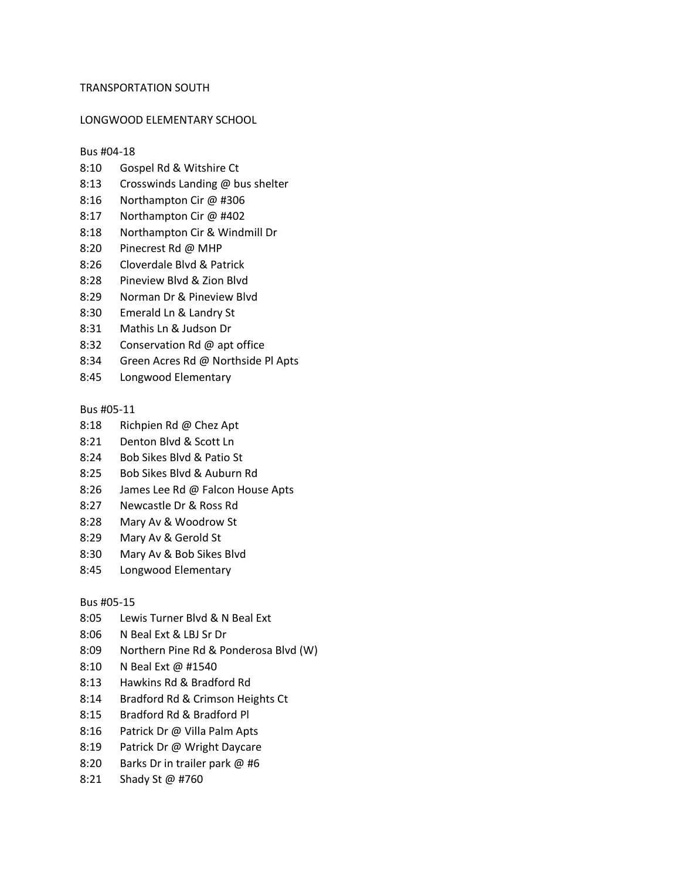TRANSPORTATION SOUTH

LONGWOOD ELEMENTARY SCHOOL

Bus #04-18

8:10 Gospel Rd & Witshire Ct
8:13 Crosswinds Landing @ bus shelter
8:16 Northampton Cir @ #306
8:17 Northampton Cir @ #402
8:18 Northampton Cir & Windmill Dr
8:20 Pinecrest Rd @ MHP
8:26 Cloverdale Blvd & Patrick
8:28 Pineview Blvd & Zion Blvd
8:29 Norman Dr & Pineview Blvd
8:30 Emerald Ln & Landry St
8:31 Mathis Ln & Judson Dr
8:32 Conservation Rd @ apt office
8:34 Green Acres Rd @ Northside Pl Apts
8:45 Longwood Elementary

Bus #05-11

8:18 Richpien Rd @ Chez Apt
8:21 Denton Blvd & Scott Ln
8:24 Bob Sikes Blvd & Patio St
8:25 Bob Sikes Blvd & Auburn Rd
8:26 James Lee Rd @ Falcon House Apts
8:27 Newcastle Dr & Ross Rd
8:28 Mary Av & Woodrow St
8:29 Mary Av & Gerold St
8:30 Mary Av & Bob Sikes Blvd
8:45 Longwood Elementary

Bus #05-15

8:05 Lewis Turner Blvd & N Beal Ext
8:06 N Beal Ext & LBJ Sr Dr
8:09 Northern Pine Rd & Ponderosa Blvd (W)
8:10 N Beal Ext @ #1540
8:13 Hawkins Rd & Bradford Rd
8:14 Bradford Rd & Crimson Heights Ct
8:15 Bradford Rd & Bradford Pl
8:16 Patrick Dr @ Villa Palm Apts
8:19 Patrick Dr @ Wright Daycare
8:20 Barks Dr in trailer park @ #6
8:21 Shady St @ #760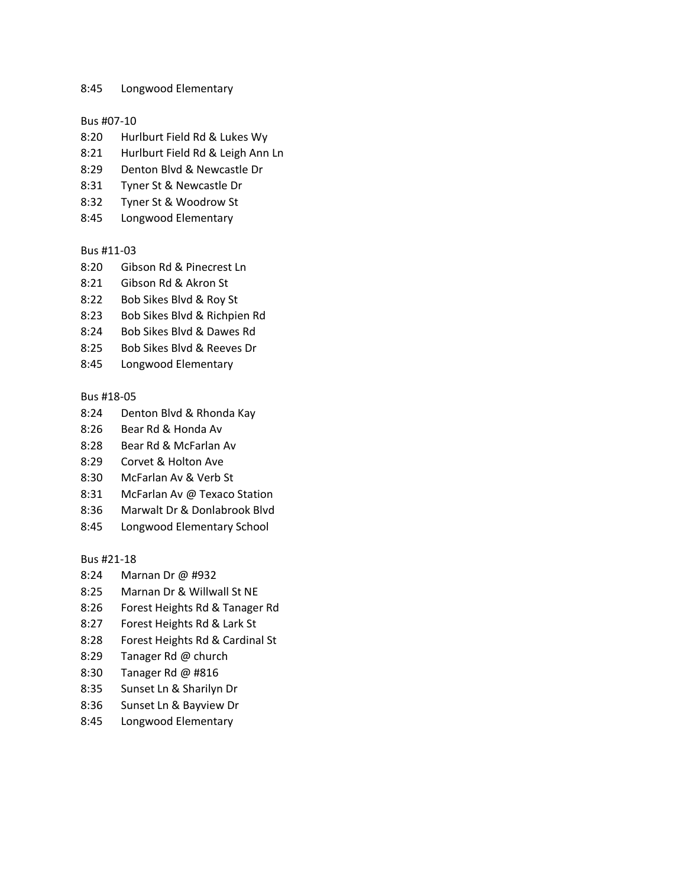8:45 Longwood Elementary

Bus #07-10

8:20 Hurlburt Field Rd & Lukes Wy
8:21 Hurlburt Field Rd & Leigh Ann Ln
8:29 Denton Blvd & Newcastle Dr
8:31 Tyner St & Newcastle Dr
8:32 Tyner St & Woodrow St
8:45 Longwood Elementary

Bus #11-03

8:20 Gibson Rd & Pinecrest Ln
8:21 Gibson Rd & Akron St
8:22 Bob Sikes Blvd & Roy St
8:23 Bob Sikes Blvd & Richpien Rd
8:24 Bob Sikes Blvd & Dawes Rd
8:25 Bob Sikes Blvd & Reeves Dr
8:45 Longwood Elementary

Bus #18-05

8:24 Denton Blvd & Rhonda Kay
8:26 Bear Rd & Honda Av
8:28 Bear Rd & McFarlan Av
8:29 Corvet & Holton Ave
8:30 McFarlan Av & Verb St
8:31 McFarlan Av @ Texaco Station
8:36 Marwalt Dr & Donlabrook Blvd
8:45 Longwood Elementary School

Bus #21-18

8:24 Marnan Dr @ #932
8:25 Marnan Dr & Willwall St NE
8:26 Forest Heights Rd & Tanager Rd
8:27 Forest Heights Rd & Lark St
8:28 Forest Heights Rd & Cardinal St
8:29 Tanager Rd @ church
8:30 Tanager Rd @ #816
8:35 Sunset Ln & Sharilyn Dr
8:36 Sunset Ln & Bayview Dr
8:45 Longwood Elementary